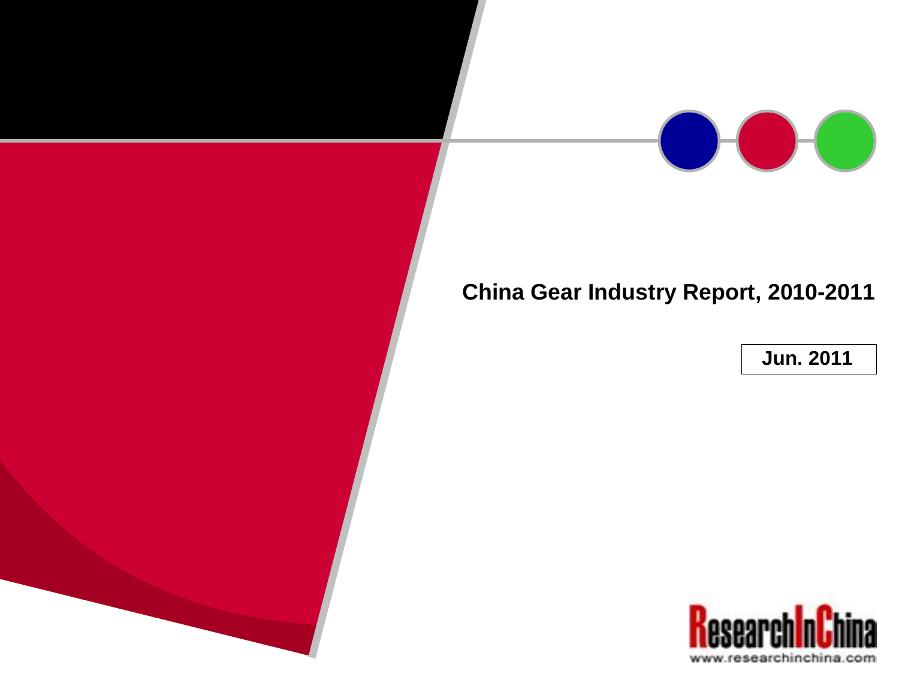# China Gear Industry Report, 2010-2011

**Jun. 2011**

ResearchInChina

www.researchinchina.com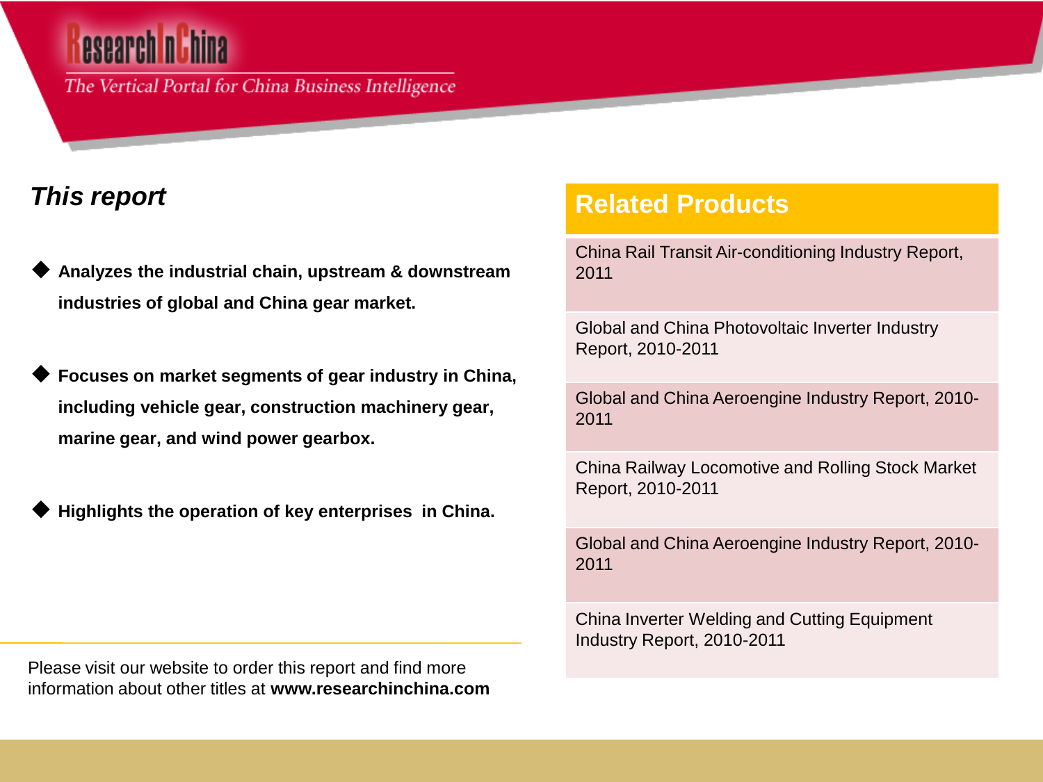ResearchInChina

The Vertical Portal for China Business Intelligence

## This report

- **Analyzes the industrial chain, upstream & downstream industries of global and China gear market.**
- **Focuses on market segments of gear industry in China, including vehicle gear, construction machinery gear, marine gear, and wind power gearbox.**
- **Highlights the operation of key enterprises in China.**

Please visit our website to order this report and find more information about other titles at **www.researchinchina.com**

## Related Products

- China Rail Transit Air-conditioning Industry Report, 2011
- Global and China Photovoltaic Inverter Industry Report, 2010-2011
- Global and China Aeroengine Industry Report, 2010-2011
- China Railway Locomotive and Rolling Stock Market Report, 2010-2011
- Global and China Aeroengine Industry Report, 2010-2011
- China Inverter Welding and Cutting Equipment Industry Report, 2010-2011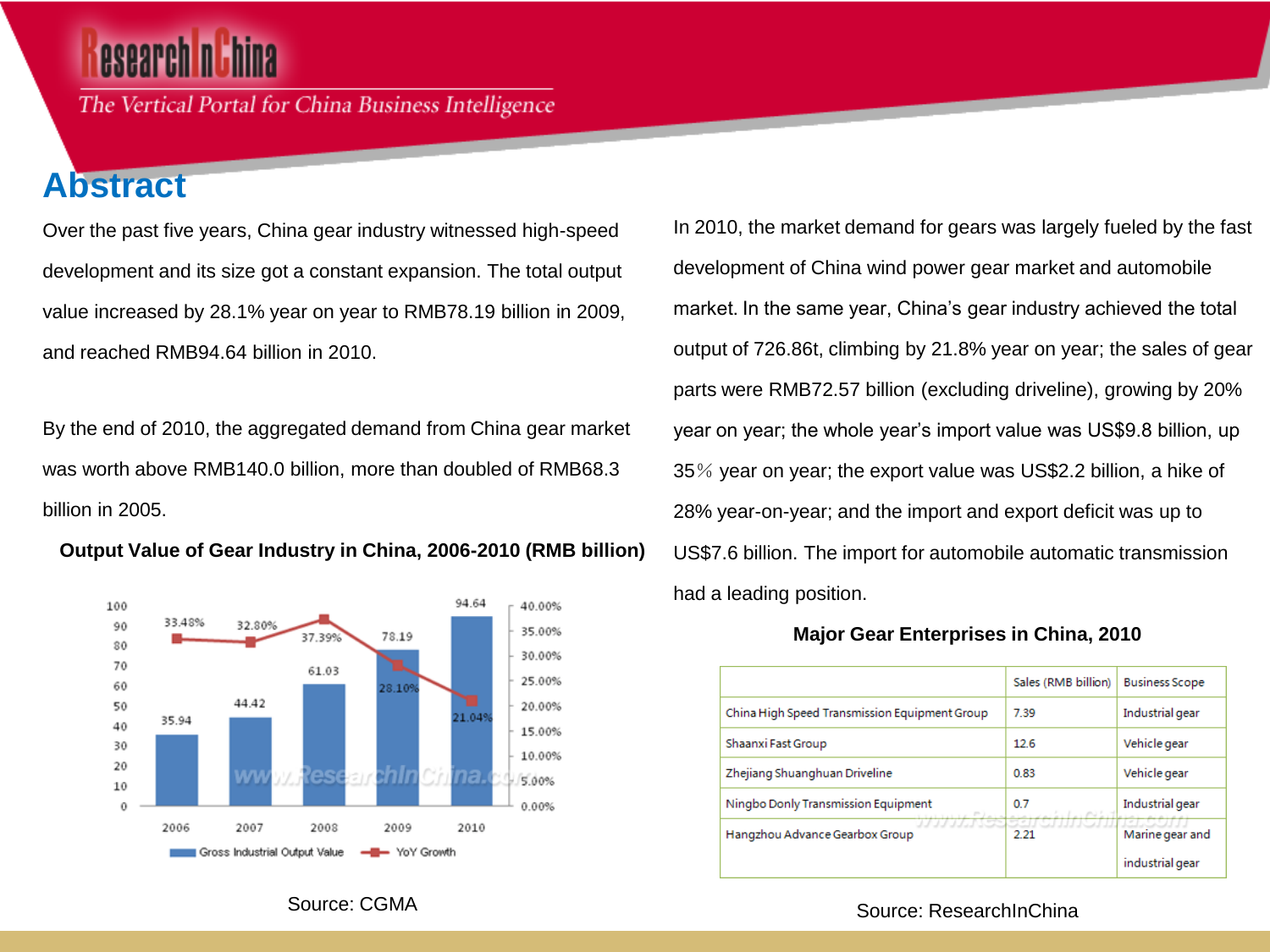## Abstract

Over the past five years, China gear industry witnessed high-speed development and its size got a constant expansion. The total output value increased by 28.1% year on year to RMB78.19 billion in 2009, and reached RMB94.64 billion in 2010.

By the end of 2010, the aggregated demand from China gear market was worth above RMB140.0 billion, more than doubled of RMB68.3 billion in 2005.

**Output Value of Gear Industry in China, 2006-2010 (RMB billion)**

100
90
80
70
60
50
40
30
20
10
0

40.00%
35.00%
30.00%
25.00%
20.00%
15.00%
10.00%
5.00%
0.00%

33.48%
32.80%
37.39%
28.10%
21.04%

35.94
44.42
61.03
78.19
94.64

2006
2007
2008
2009
2010

Gross Industrial Output Value
YoY Growth

Source: CGMA

In 2010, the market demand for gears was largely fueled by the fast development of China wind power gear market and automobile market. In the same year, China's gear industry achieved the total output of 726.86t, climbing by 21.8% year on year; the sales of gear parts were RMB72.57 billion (excluding driveline), growing by 20% year on year; the whole year's import value was US$9.8 billion, up 35％ year on year; the export value was US$2.2 billion, a hike of 28% year-on-year; and the import and export deficit was up to US$7.6 billion. The import for automobile automatic transmission had a leading position.

**Major Gear Enterprises in China, 2010**

| | Sales (RMB billion) | Business Scope |
|---|---|---|
| China High Speed Transmission Equipment Group | 7.39 | Industrial gear |
| Shaanxi Fast Group | 12.6 | Vehicle gear |
| Zhejiang Shuanghuan Driveline | 0.83 | Vehicle gear |
| Ningbo Donly Transmission Equipment | 0.7 | Industrial gear |
| Hangzhou Advance Gearbox Group | 2.21 | Marine gear and industrial gear |

Source: ResearchInChina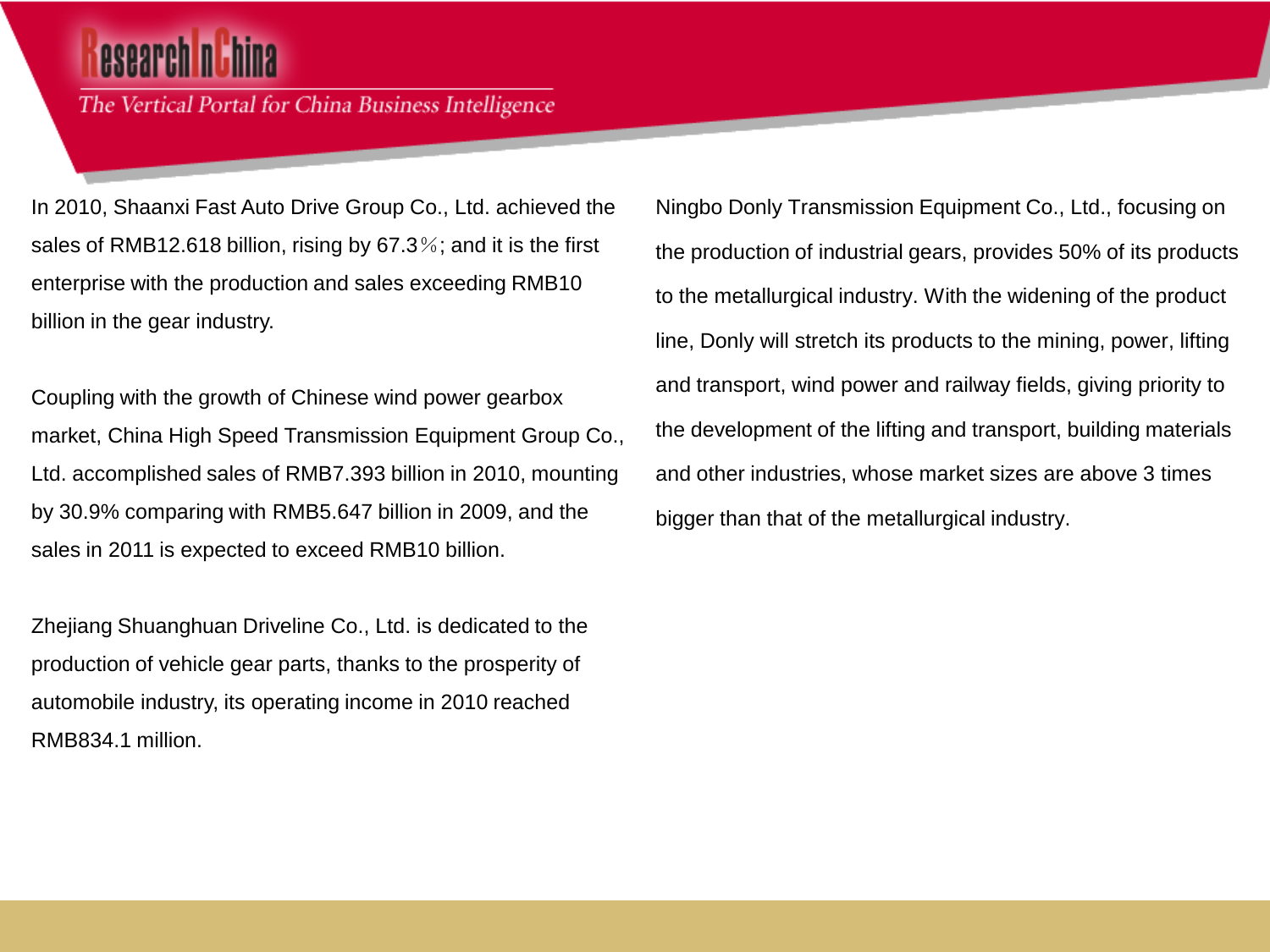In 2010, Shaanxi Fast Auto Drive Group Co., Ltd. achieved the sales of RMB12.618 billion, rising by 67.3％; and it is the first enterprise with the production and sales exceeding RMB10 billion in the gear industry.

Coupling with the growth of Chinese wind power gearbox market, China High Speed Transmission Equipment Group Co., Ltd. accomplished sales of RMB7.393 billion in 2010, mounting by 30.9% comparing with RMB5.647 billion in 2009, and the sales in 2011 is expected to exceed RMB10 billion.

Zhejiang Shuanghuan Driveline Co., Ltd. is dedicated to the production of vehicle gear parts, thanks to the prosperity of automobile industry, its operating income in 2010 reached RMB834.1 million.

Ningbo Donly Transmission Equipment Co., Ltd., focusing on the production of industrial gears, provides 50% of its products to the metallurgical industry. With the widening of the product line, Donly will stretch its products to the mining, power, lifting and transport, wind power and railway fields, giving priority to the development of the lifting and transport, building materials and other industries, whose market sizes are above 3 times bigger than that of the metallurgical industry.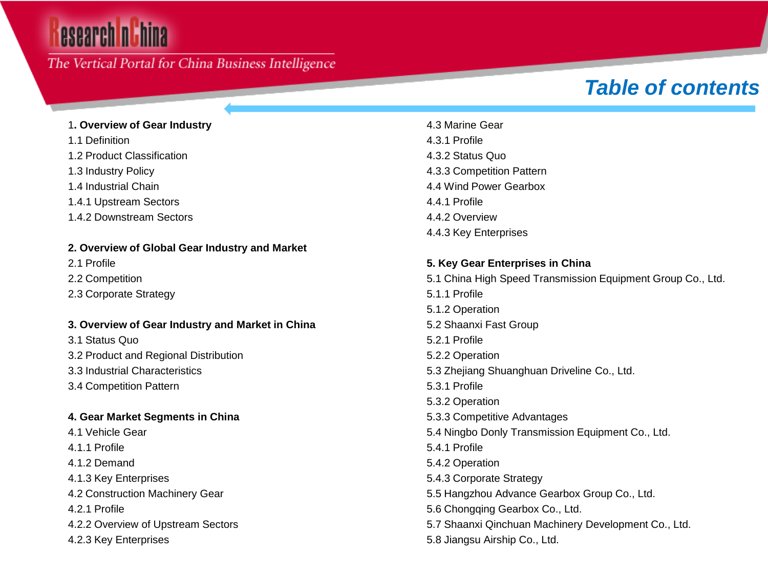# Table of contents

**1. Overview of Gear Industry**
1.1 Definition
1.2 Product Classification
1.3 Industry Policy
1.4 Industrial Chain
1.4.1 Upstream Sectors
1.4.2 Downstream Sectors

**2. Overview of Global Gear Industry and Market**
2.1 Profile
2.2 Competition
2.3 Corporate Strategy

**3. Overview of Gear Industry and Market in China**
3.1 Status Quo
3.2 Product and Regional Distribution
3.3 Industrial Characteristics
3.4 Competition Pattern

**4. Gear Market Segments in China**
4.1 Vehicle Gear
4.1.1 Profile
4.1.2 Demand
4.1.3 Key Enterprises
4.2 Construction Machinery Gear
4.2.1 Profile
4.2.2 Overview of Upstream Sectors
4.2.3 Key Enterprises
4.3 Marine Gear
4.3.1 Profile
4.3.2 Status Quo
4.3.3 Competition Pattern
4.4 Wind Power Gearbox
4.4.1 Profile
4.4.2 Overview
4.4.3 Key Enterprises

**5. Key Gear Enterprises in China**
5.1 China High Speed Transmission Equipment Group Co., Ltd.
5.1.1 Profile
5.1.2 Operation
5.2 Shaanxi Fast Group
5.2.1 Profile
5.2.2 Operation
5.3 Zhejiang Shuanghuan Driveline Co., Ltd.
5.3.1 Profile
5.3.2 Operation
5.3.3 Competitive Advantages
5.4 Ningbo Donly Transmission Equipment Co., Ltd.
5.4.1 Profile
5.4.2 Operation
5.4.3 Corporate Strategy
5.5 Hangzhou Advance Gearbox Group Co., Ltd.
5.6 Chongqing Gearbox Co., Ltd.
5.7 Shaanxi Qinchuan Machinery Development Co., Ltd.
5.8 Jiangsu Airship Co., Ltd.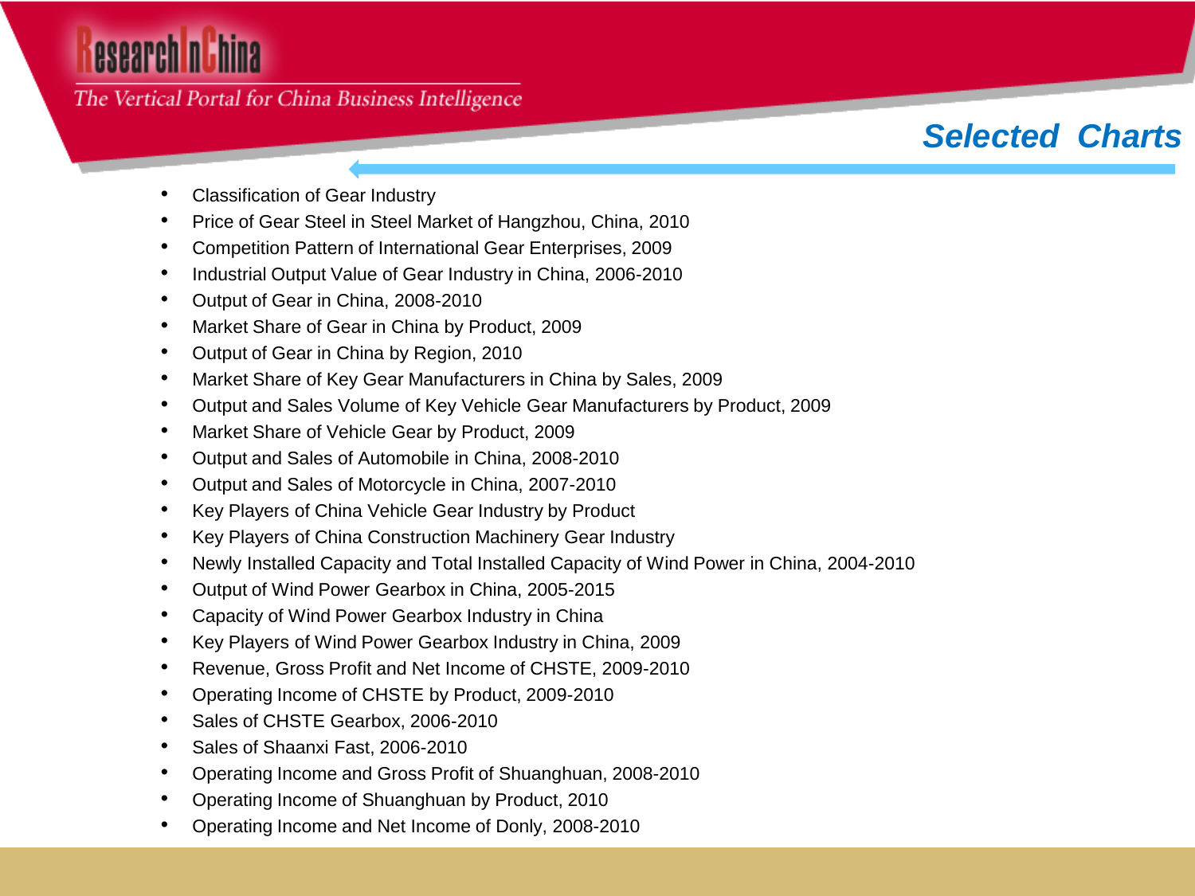## Selected Charts

- Classification of Gear Industry
- Price of Gear Steel in Steel Market of Hangzhou, China, 2010
- Competition Pattern of International Gear Enterprises, 2009
- Industrial Output Value of Gear Industry in China, 2006-2010
- Output of Gear in China, 2008-2010
- Market Share of Gear in China by Product, 2009
- Output of Gear in China by Region, 2010
- Market Share of Key Gear Manufacturers in China by Sales, 2009
- Output and Sales Volume of Key Vehicle Gear Manufacturers by Product, 2009
- Market Share of Vehicle Gear by Product, 2009
- Output and Sales of Automobile in China, 2008-2010
- Output and Sales of Motorcycle in China, 2007-2010
- Key Players of China Vehicle Gear Industry by Product
- Key Players of China Construction Machinery Gear Industry
- Newly Installed Capacity and Total Installed Capacity of Wind Power in China, 2004-2010
- Output of Wind Power Gearbox in China, 2005-2015
- Capacity of Wind Power Gearbox Industry in China
- Key Players of Wind Power Gearbox Industry in China, 2009
- Revenue, Gross Profit and Net Income of CHSTE, 2009-2010
- Operating Income of CHSTE by Product, 2009-2010
- Sales of CHSTE Gearbox, 2006-2010
- Sales of Shaanxi Fast, 2006-2010
- Operating Income and Gross Profit of Shuanghuan, 2008-2010
- Operating Income of Shuanghuan by Product, 2010
- Operating Income and Net Income of Donly, 2008-2010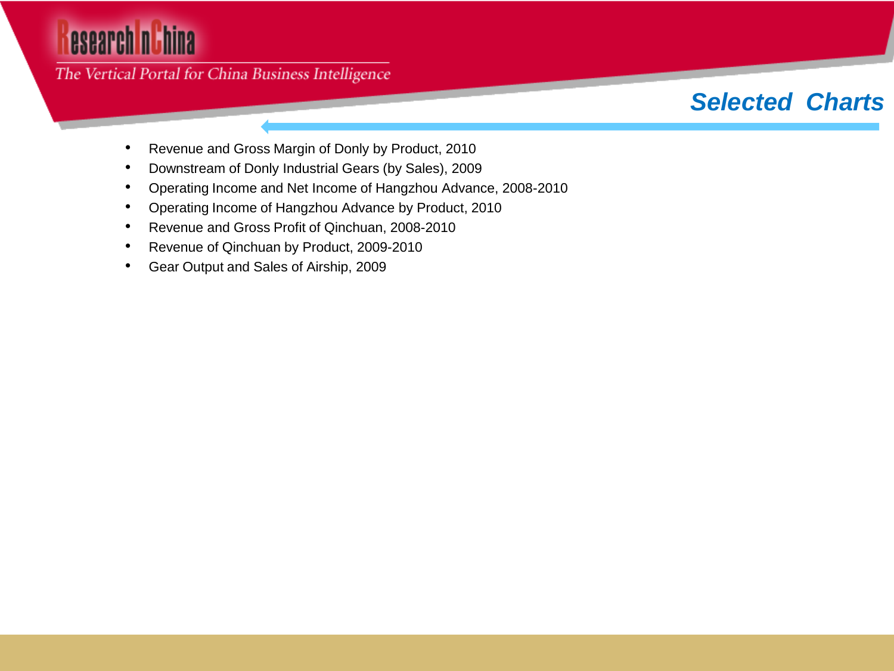## Selected Charts

- Revenue and Gross Margin of Donly by Product, 2010
- Downstream of Donly Industrial Gears (by Sales), 2009
- Operating Income and Net Income of Hangzhou Advance, 2008-2010
- Operating Income of Hangzhou Advance by Product, 2010
- Revenue and Gross Profit of Qinchuan, 2008-2010
- Revenue of Qinchuan by Product, 2009-2010
- Gear Output and Sales of Airship, 2009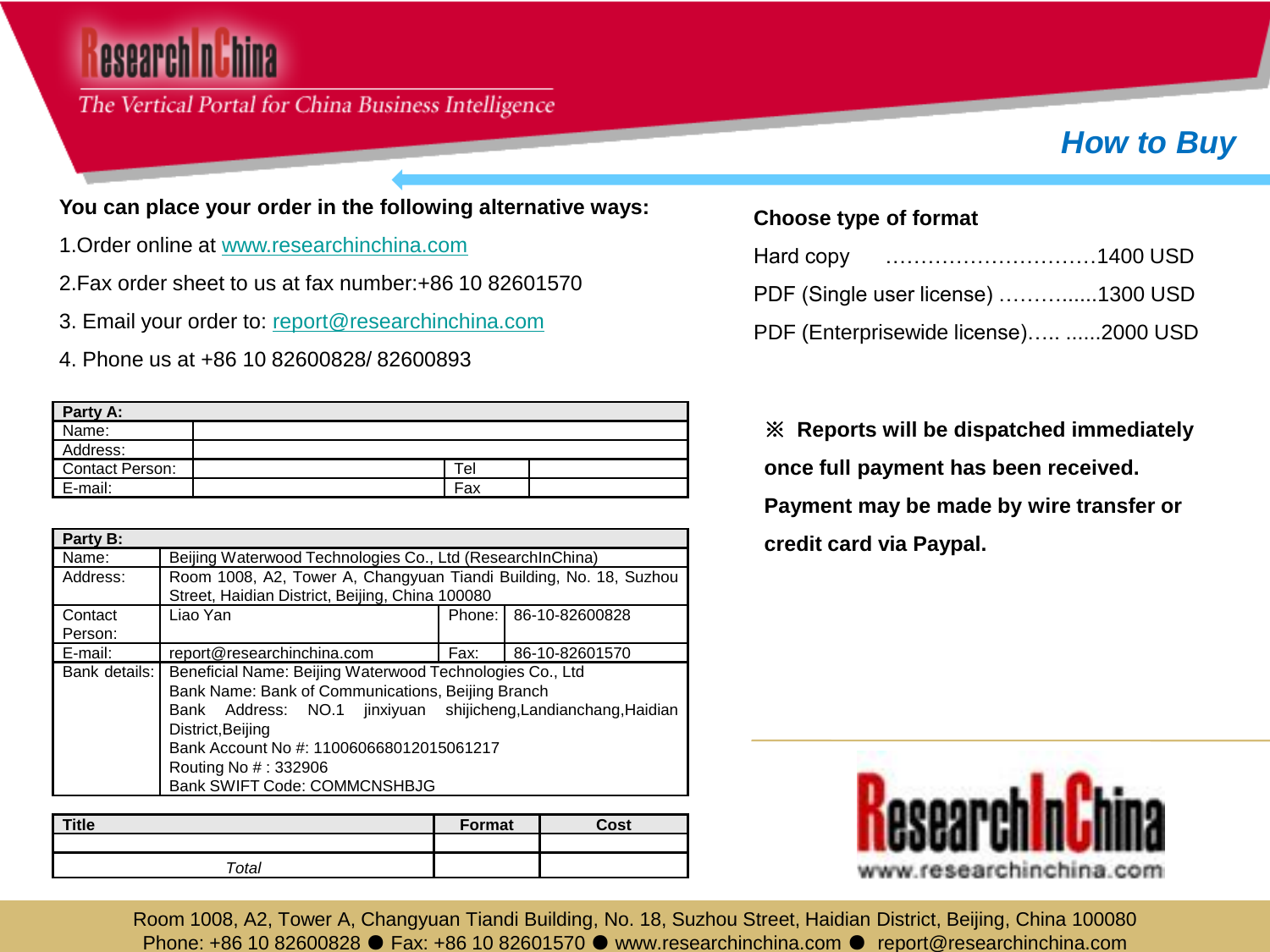## How to Buy

**You can place your order in the following alternative ways:**

1.Order online at www.researchinchina.com

2.Fax order sheet to us at fax number:+86 10 82601570

3. Email your order to: report@researchinchina.com

4. Phone us at +86 10 82600828/ 82600893

**Choose type of format**

Hard copy ……………………………1400 USD

PDF (Single user license) ………......1300 USD

PDF (Enterprisewide license)….. ......2000 USD

**※ Reports will be dispatched immediately once full payment has been received. Payment may be made by wire transfer or credit card via Paypal.**

| **Party A:** | | | |
|---|---|---|---|
| Name: | | | |
| Address: | | | |
| Contact Person: | | Tel | |
| E-mail: | | Fax | |

| **Party B:** | | | |
|---|---|---|---|
| Name: | Beijing Waterwood Technologies Co., Ltd (ResearchInChina) | | |
| Address: | Room 1008, A2, Tower A, Changyuan Tiandi Building, No. 18, Suzhou Street, Haidian District, Beijing, China 100080 | | |
| Contact Person: | Liao Yan | Phone: | 86-10-82600828 |
| E-mail: | report@researchinchina.com | Fax: | 86-10-82601570 |
| Bank details: | Beneficial Name: Beijing Waterwood Technologies Co., Ltd<br>Bank Name: Bank of Communications, Beijing Branch<br>Bank Address: NO.1 jinxiyuan shijicheng,Landianchang,Haidian District,Beijing<br>Bank Account No #: 110060668012015061217<br>Routing No # : 332906<br>Bank SWIFT Code: COMMCNSHBJG | | |

| Title | Format | Cost |
|---|---|---|
| | | |
| *Total* | | |

Room 1008, A2, Tower A, Changyuan Tiandi Building, No. 18, Suzhou Street, Haidian District, Beijing, China 100080
Phone: +86 10 82600828 ● Fax: +86 10 82601570 ● www.researchinchina.com ● report@researchinchina.com